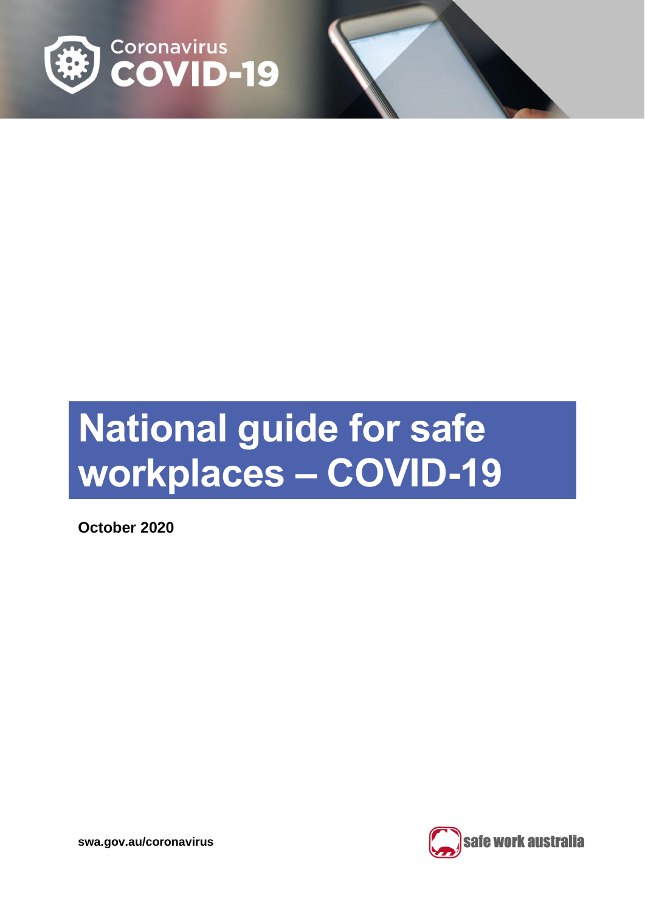Coronavirus
COVID-19

# National guide for safe workplaces – COVID-19

**October 2020**

**swa.gov.au/coronavirus**

safe work australia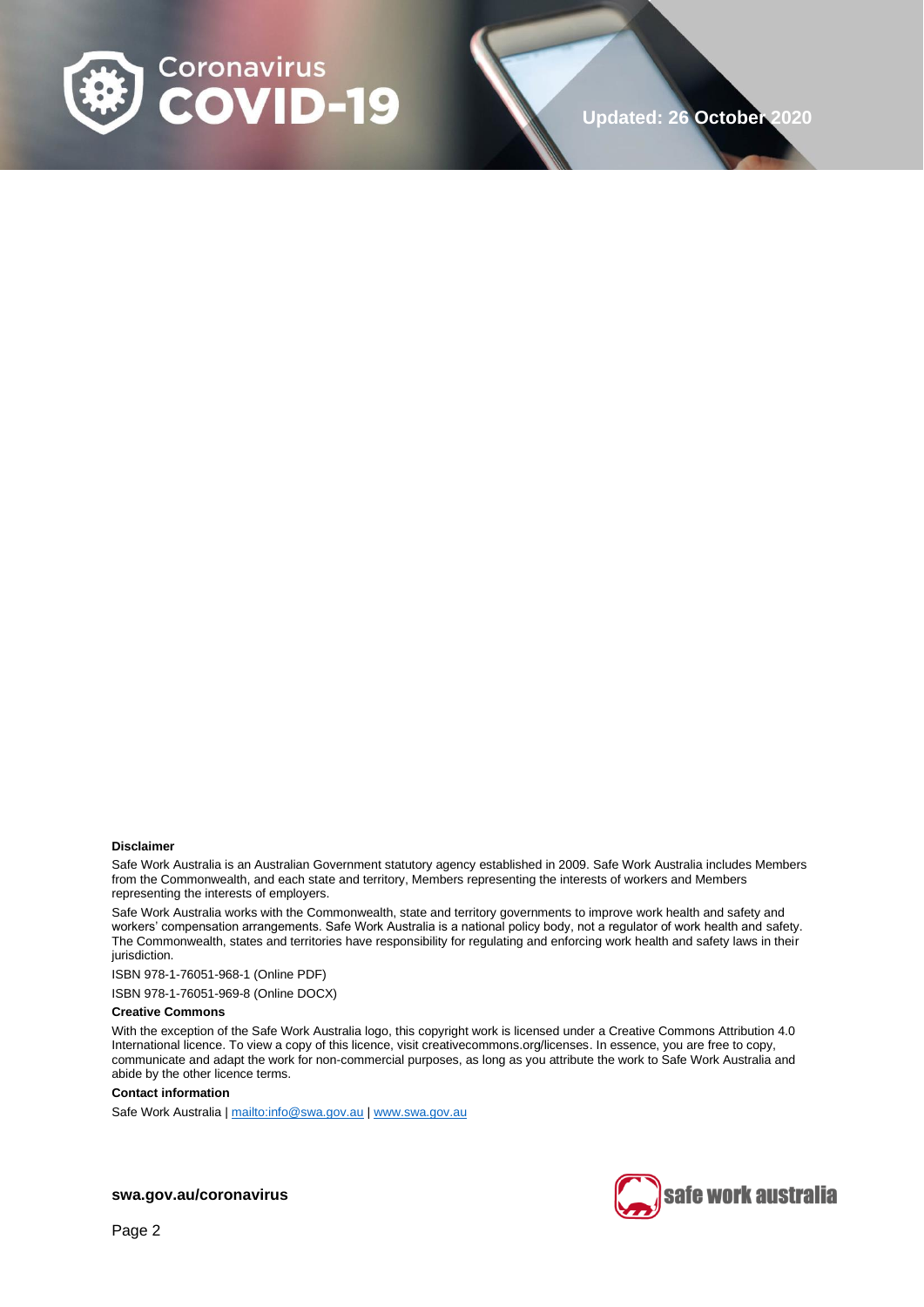**Disclaimer**

Safe Work Australia is an Australian Government statutory agency established in 2009. Safe Work Australia includes Members from the Commonwealth, and each state and territory, Members representing the interests of workers and Members representing the interests of employers.

Safe Work Australia works with the Commonwealth, state and territory governments to improve work health and safety and workers' compensation arrangements. Safe Work Australia is a national policy body, not a regulator of work health and safety. The Commonwealth, states and territories have responsibility for regulating and enforcing work health and safety laws in their jurisdiction.

ISBN 978-1-76051-968-1 (Online PDF)

ISBN 978-1-76051-969-8 (Online DOCX)

**Creative Commons**

With the exception of the Safe Work Australia logo, this copyright work is licensed under a Creative Commons Attribution 4.0 International licence. To view a copy of this licence, visit creativecommons.org/licenses. In essence, you are free to copy, communicate and adapt the work for non-commercial purposes, as long as you attribute the work to Safe Work Australia and abide by the other licence terms.

**Contact information**

Safe Work Australia | mailto:info@swa.gov.au | www.swa.gov.au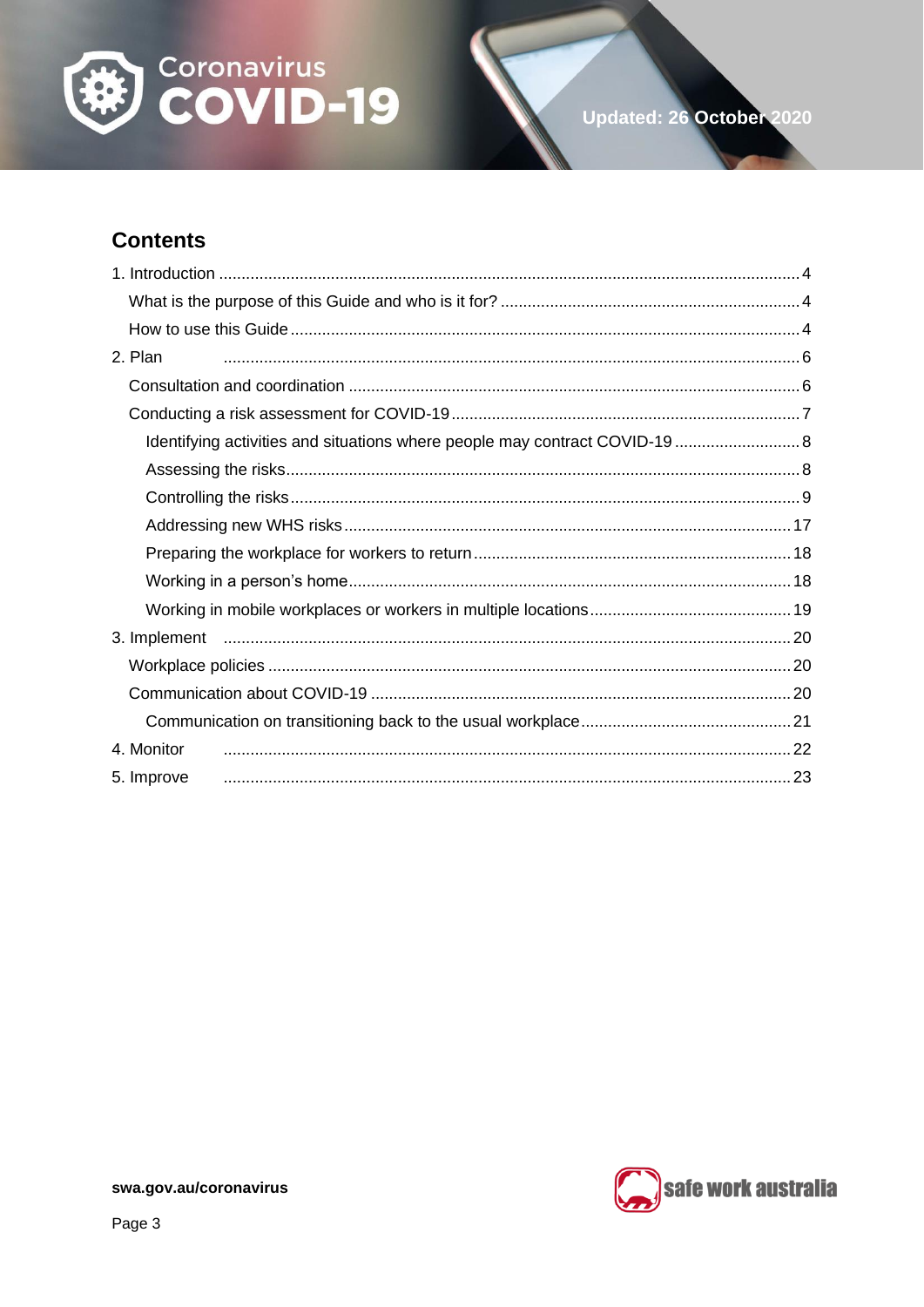Updated: 26 October 2020

## Contents

1. Introduction ........ 4
   - What is the purpose of this Guide and who is it for? ........ 4
   - How to use this Guide ........ 4
2. Plan ........ 6
   - Consultation and coordination ........ 6
   - Conducting a risk assessment for COVID-19 ........ 7
     - Identifying activities and situations where people may contract COVID-19 ........ 8
     - Assessing the risks ........ 8
     - Controlling the risks ........ 9
     - Addressing new WHS risks ........ 17
     - Preparing the workplace for workers to return ........ 18
     - Working in a person's home ........ 18
     - Working in mobile workplaces or workers in multiple locations ........ 19
3. Implement ........ 20
   - Workplace policies ........ 20
   - Communication about COVID-19 ........ 20
     - Communication on transitioning back to the usual workplace ........ 21
4. Monitor ........ 22
5. Improve ........ 23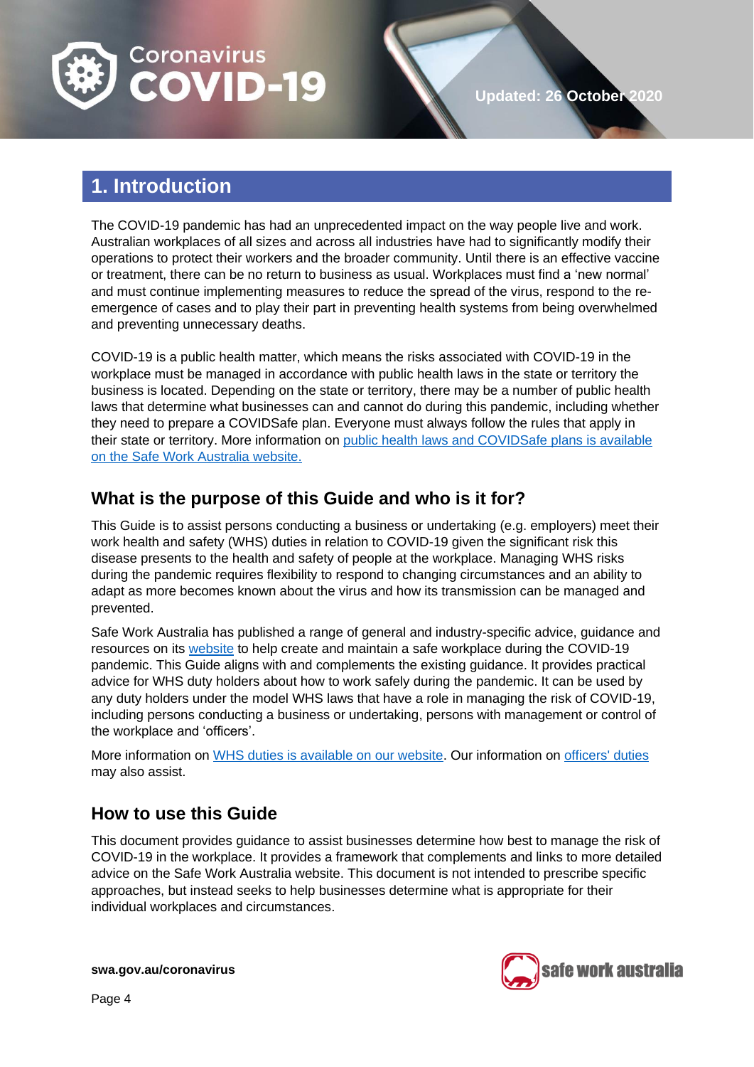## 1. Introduction

The COVID-19 pandemic has had an unprecedented impact on the way people live and work. Australian workplaces of all sizes and across all industries have had to significantly modify their operations to protect their workers and the broader community. Until there is an effective vaccine or treatment, there can be no return to business as usual. Workplaces must find a 'new normal' and must continue implementing measures to reduce the spread of the virus, respond to the re-emergence of cases and to play their part in preventing health systems from being overwhelmed and preventing unnecessary deaths.

COVID-19 is a public health matter, which means the risks associated with COVID-19 in the workplace must be managed in accordance with public health laws in the state or territory the business is located. Depending on the state or territory, there may be a number of public health laws that determine what businesses can and cannot do during this pandemic, including whether they need to prepare a COVIDSafe plan. Everyone must always follow the rules that apply in their state or territory. More information on public health laws and COVIDSafe plans is available on the Safe Work Australia website.

### What is the purpose of this Guide and who is it for?

This Guide is to assist persons conducting a business or undertaking (e.g. employers) meet their work health and safety (WHS) duties in relation to COVID-19 given the significant risk this disease presents to the health and safety of people at the workplace. Managing WHS risks during the pandemic requires flexibility to respond to changing circumstances and an ability to adapt as more becomes known about the virus and how its transmission can be managed and prevented.

Safe Work Australia has published a range of general and industry-specific advice, guidance and resources on its website to help create and maintain a safe workplace during the COVID-19 pandemic. This Guide aligns with and complements the existing guidance. It provides practical advice for WHS duty holders about how to work safely during the pandemic. It can be used by any duty holders under the model WHS laws that have a role in managing the risk of COVID-19, including persons conducting a business or undertaking, persons with management or control of the workplace and 'officers'.

More information on WHS duties is available on our website. Our information on officers' duties may also assist.

### How to use this Guide

This document provides guidance to assist businesses determine how best to manage the risk of COVID-19 in the workplace. It provides a framework that complements and links to more detailed advice on the Safe Work Australia website. This document is not intended to prescribe specific approaches, but instead seeks to help businesses determine what is appropriate for their individual workplaces and circumstances.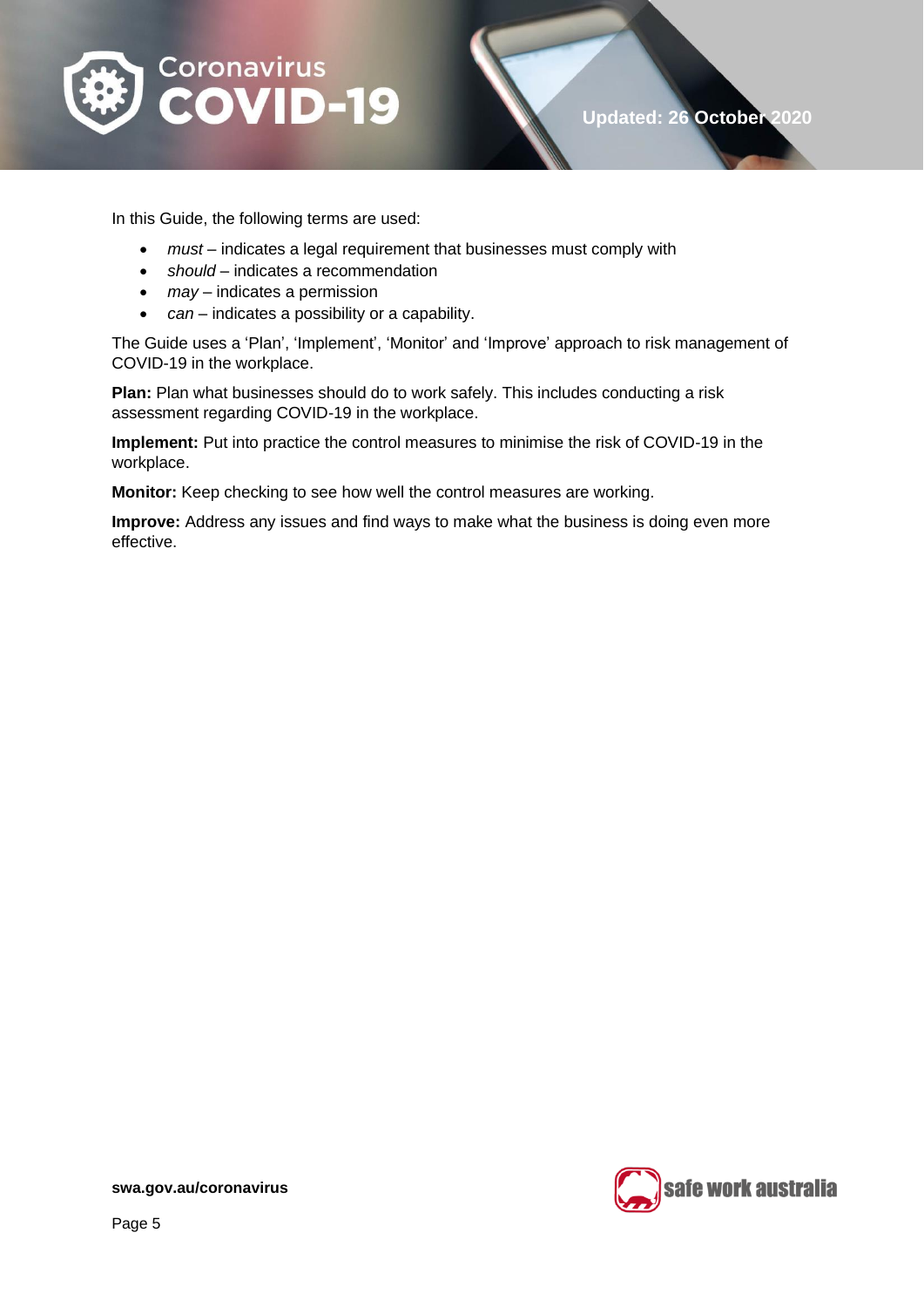In this Guide, the following terms are used:

- *must* – indicates a legal requirement that businesses must comply with
- *should* – indicates a recommendation
- *may* – indicates a permission
- *can* – indicates a possibility or a capability.

The Guide uses a 'Plan', 'Implement', 'Monitor' and 'Improve' approach to risk management of COVID-19 in the workplace.

**Plan:** Plan what businesses should do to work safely. This includes conducting a risk assessment regarding COVID-19 in the workplace.

**Implement:** Put into practice the control measures to minimise the risk of COVID-19 in the workplace.

**Monitor:** Keep checking to see how well the control measures are working.

**Improve:** Address any issues and find ways to make what the business is doing even more effective.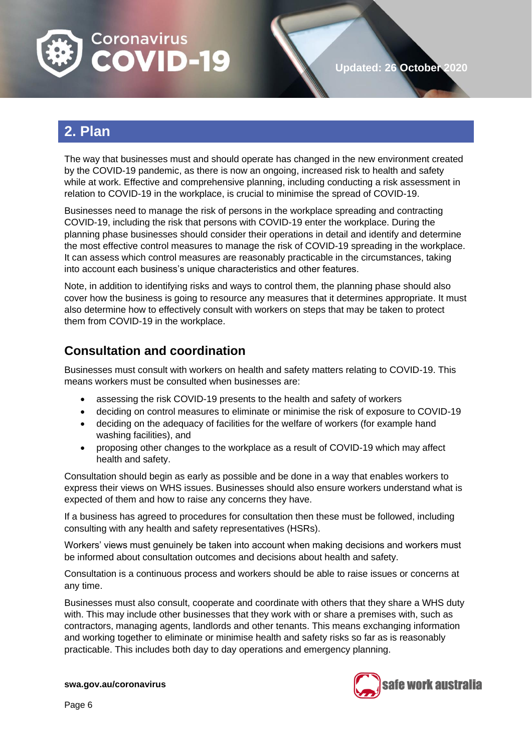## 2. Plan

The way that businesses must and should operate has changed in the new environment created by the COVID-19 pandemic, as there is now an ongoing, increased risk to health and safety while at work. Effective and comprehensive planning, including conducting a risk assessment in relation to COVID-19 in the workplace, is crucial to minimise the spread of COVID-19.

Businesses need to manage the risk of persons in the workplace spreading and contracting COVID-19, including the risk that persons with COVID-19 enter the workplace. During the planning phase businesses should consider their operations in detail and identify and determine the most effective control measures to manage the risk of COVID-19 spreading in the workplace. It can assess which control measures are reasonably practicable in the circumstances, taking into account each business's unique characteristics and other features.

Note, in addition to identifying risks and ways to control them, the planning phase should also cover how the business is going to resource any measures that it determines appropriate. It must also determine how to effectively consult with workers on steps that may be taken to protect them from COVID-19 in the workplace.

### Consultation and coordination

Businesses must consult with workers on health and safety matters relating to COVID-19. This means workers must be consulted when businesses are:

- assessing the risk COVID-19 presents to the health and safety of workers
- deciding on control measures to eliminate or minimise the risk of exposure to COVID-19
- deciding on the adequacy of facilities for the welfare of workers (for example hand washing facilities), and
- proposing other changes to the workplace as a result of COVID-19 which may affect health and safety.

Consultation should begin as early as possible and be done in a way that enables workers to express their views on WHS issues. Businesses should also ensure workers understand what is expected of them and how to raise any concerns they have.

If a business has agreed to procedures for consultation then these must be followed, including consulting with any health and safety representatives (HSRs).

Workers' views must genuinely be taken into account when making decisions and workers must be informed about consultation outcomes and decisions about health and safety.

Consultation is a continuous process and workers should be able to raise issues or concerns at any time.

Businesses must also consult, cooperate and coordinate with others that they share a WHS duty with. This may include other businesses that they work with or share a premises with, such as contractors, managing agents, landlords and other tenants. This means exchanging information and working together to eliminate or minimise health and safety risks so far as is reasonably practicable. This includes both day to day operations and emergency planning.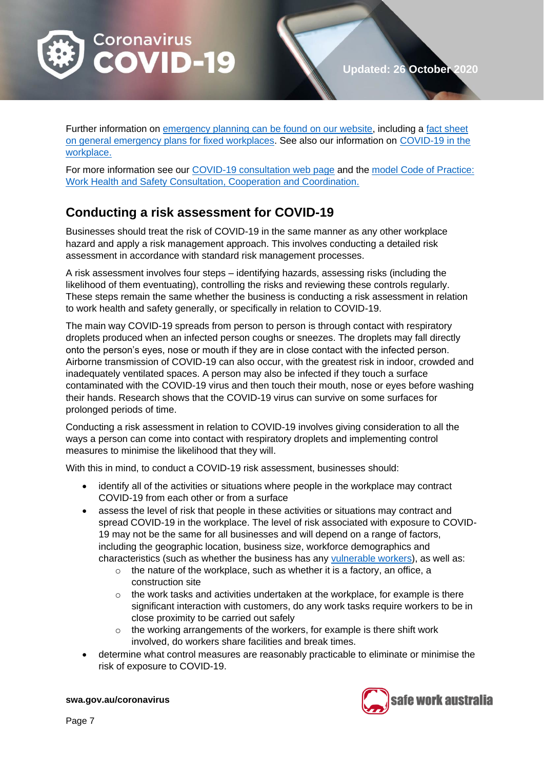Further information on [emergency planning can be found on our website](), including a [fact sheet on general emergency plans for fixed workplaces](). See also our information on [COVID-19 in the workplace.]()

For more information see our [COVID-19 consultation web page]() and the [model Code of Practice: Work Health and Safety Consultation, Cooperation and Coordination.]()

## Conducting a risk assessment for COVID-19

Businesses should treat the risk of COVID-19 in the same manner as any other workplace hazard and apply a risk management approach. This involves conducting a detailed risk assessment in accordance with standard risk management processes.

A risk assessment involves four steps – identifying hazards, assessing risks (including the likelihood of them eventuating), controlling the risks and reviewing these controls regularly. These steps remain the same whether the business is conducting a risk assessment in relation to work health and safety generally, or specifically in relation to COVID-19.

The main way COVID-19 spreads from person to person is through contact with respiratory droplets produced when an infected person coughs or sneezes. The droplets may fall directly onto the person's eyes, nose or mouth if they are in close contact with the infected person. Airborne transmission of COVID-19 can also occur, with the greatest risk in indoor, crowded and inadequately ventilated spaces. A person may also be infected if they touch a surface contaminated with the COVID-19 virus and then touch their mouth, nose or eyes before washing their hands. Research shows that the COVID-19 virus can survive on some surfaces for prolonged periods of time.

Conducting a risk assessment in relation to COVID-19 involves giving consideration to all the ways a person can come into contact with respiratory droplets and implementing control measures to minimise the likelihood that they will.

With this in mind, to conduct a COVID-19 risk assessment, businesses should:

- identify all of the activities or situations where people in the workplace may contract COVID-19 from each other or from a surface
- assess the level of risk that people in these activities or situations may contract and spread COVID-19 in the workplace. The level of risk associated with exposure to COVID-19 may not be the same for all businesses and will depend on a range of factors, including the geographic location, business size, workforce demographics and characteristics (such as whether the business has any [vulnerable workers]()), as well as:
  - the nature of the workplace, such as whether it is a factory, an office, a construction site
  - the work tasks and activities undertaken at the workplace, for example is there significant interaction with customers, do any work tasks require workers to be in close proximity to be carried out safely
  - the working arrangements of the workers, for example is there shift work involved, do workers share facilities and break times.
- determine what control measures are reasonably practicable to eliminate or minimise the risk of exposure to COVID-19.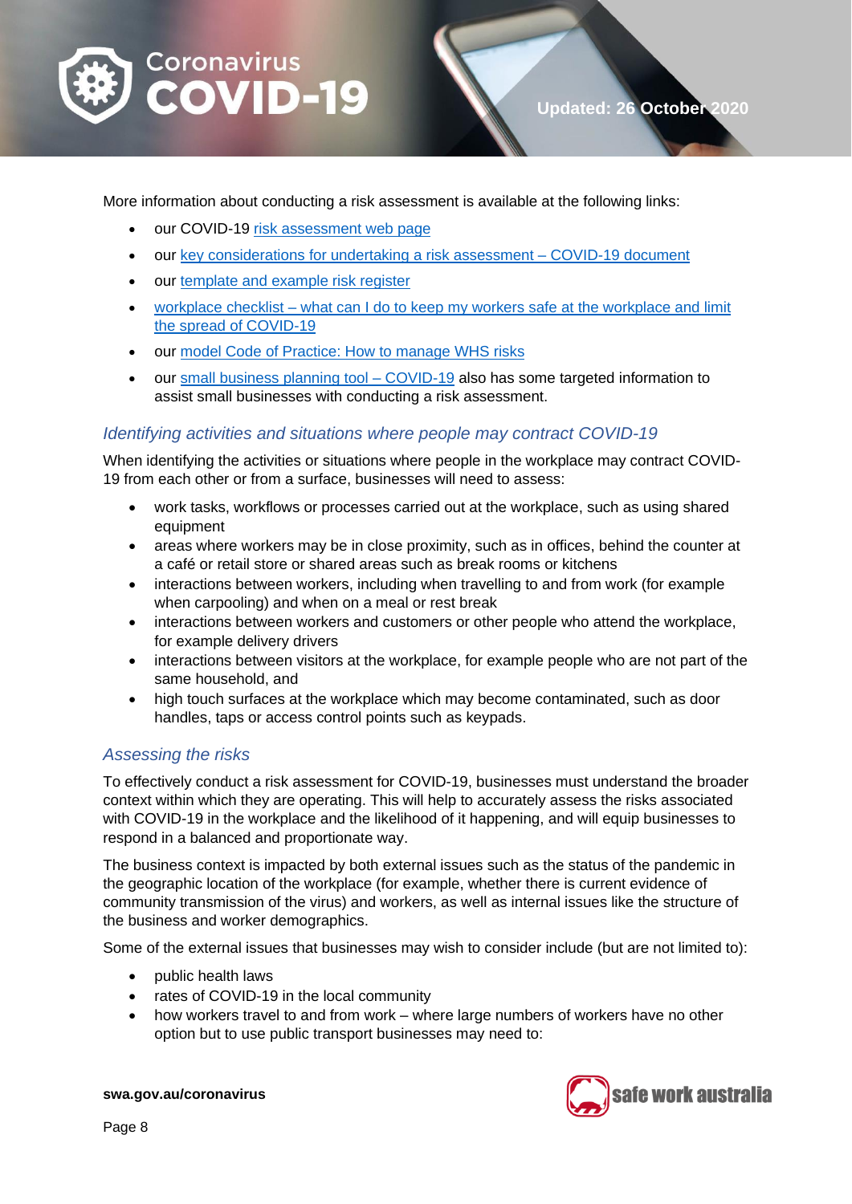More information about conducting a risk assessment is available at the following links:

- our COVID-19 risk assessment web page
- our key considerations for undertaking a risk assessment – COVID-19 document
- our template and example risk register
- workplace checklist – what can I do to keep my workers safe at the workplace and limit the spread of COVID-19
- our model Code of Practice: How to manage WHS risks
- our small business planning tool – COVID-19 also has some targeted information to assist small businesses with conducting a risk assessment.

### *Identifying activities and situations where people may contract COVID-19*

When identifying the activities or situations where people in the workplace may contract COVID-19 from each other or from a surface, businesses will need to assess:

- work tasks, workflows or processes carried out at the workplace, such as using shared equipment
- areas where workers may be in close proximity, such as in offices, behind the counter at a café or retail store or shared areas such as break rooms or kitchens
- interactions between workers, including when travelling to and from work (for example when carpooling) and when on a meal or rest break
- interactions between workers and customers or other people who attend the workplace, for example delivery drivers
- interactions between visitors at the workplace, for example people who are not part of the same household, and
- high touch surfaces at the workplace which may become contaminated, such as door handles, taps or access control points such as keypads.

### *Assessing the risks*

To effectively conduct a risk assessment for COVID-19, businesses must understand the broader context within which they are operating. This will help to accurately assess the risks associated with COVID-19 in the workplace and the likelihood of it happening, and will equip businesses to respond in a balanced and proportionate way.

The business context is impacted by both external issues such as the status of the pandemic in the geographic location of the workplace (for example, whether there is current evidence of community transmission of the virus) and workers, as well as internal issues like the structure of the business and worker demographics.

Some of the external issues that businesses may wish to consider include (but are not limited to):

- public health laws
- rates of COVID-19 in the local community
- how workers travel to and from work – where large numbers of workers have no other option but to use public transport businesses may need to: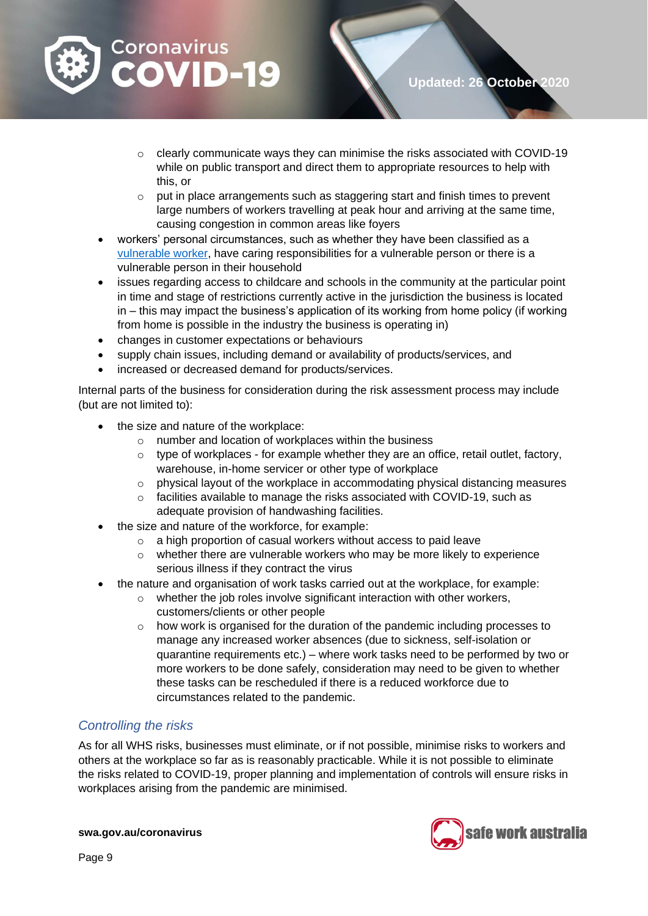- clearly communicate ways they can minimise the risks associated with COVID-19 while on public transport and direct them to appropriate resources to help with this, or
    - put in place arrangements such as staggering start and finish times to prevent large numbers of workers travelling at peak hour and arriving at the same time, causing congestion in common areas like foyers
- workers' personal circumstances, such as whether they have been classified as a [vulnerable worker](), have caring responsibilities for a vulnerable person or there is a vulnerable person in their household
- issues regarding access to childcare and schools in the community at the particular point in time and stage of restrictions currently active in the jurisdiction the business is located in – this may impact the business's application of its working from home policy (if working from home is possible in the industry the business is operating in)
- changes in customer expectations or behaviours
- supply chain issues, including demand or availability of products/services, and
- increased or decreased demand for products/services.

Internal parts of the business for consideration during the risk assessment process may include (but are not limited to):

- the size and nature of the workplace:
    - number and location of workplaces within the business
    - type of workplaces - for example whether they are an office, retail outlet, factory, warehouse, in-home servicer or other type of workplace
    - physical layout of the workplace in accommodating physical distancing measures
    - facilities available to manage the risks associated with COVID-19, such as adequate provision of handwashing facilities.
- the size and nature of the workforce, for example:
    - a high proportion of casual workers without access to paid leave
    - whether there are vulnerable workers who may be more likely to experience serious illness if they contract the virus
- the nature and organisation of work tasks carried out at the workplace, for example:
    - whether the job roles involve significant interaction with other workers, customers/clients or other people
    - how work is organised for the duration of the pandemic including processes to manage any increased worker absences (due to sickness, self-isolation or quarantine requirements etc.) – where work tasks need to be performed by two or more workers to be done safely, consideration may need to be given to whether these tasks can be rescheduled if there is a reduced workforce due to circumstances related to the pandemic.

### *Controlling the risks*

As for all WHS risks, businesses must eliminate, or if not possible, minimise risks to workers and others at the workplace so far as is reasonably practicable. While it is not possible to eliminate the risks related to COVID-19, proper planning and implementation of controls will ensure risks in workplaces arising from the pandemic are minimised.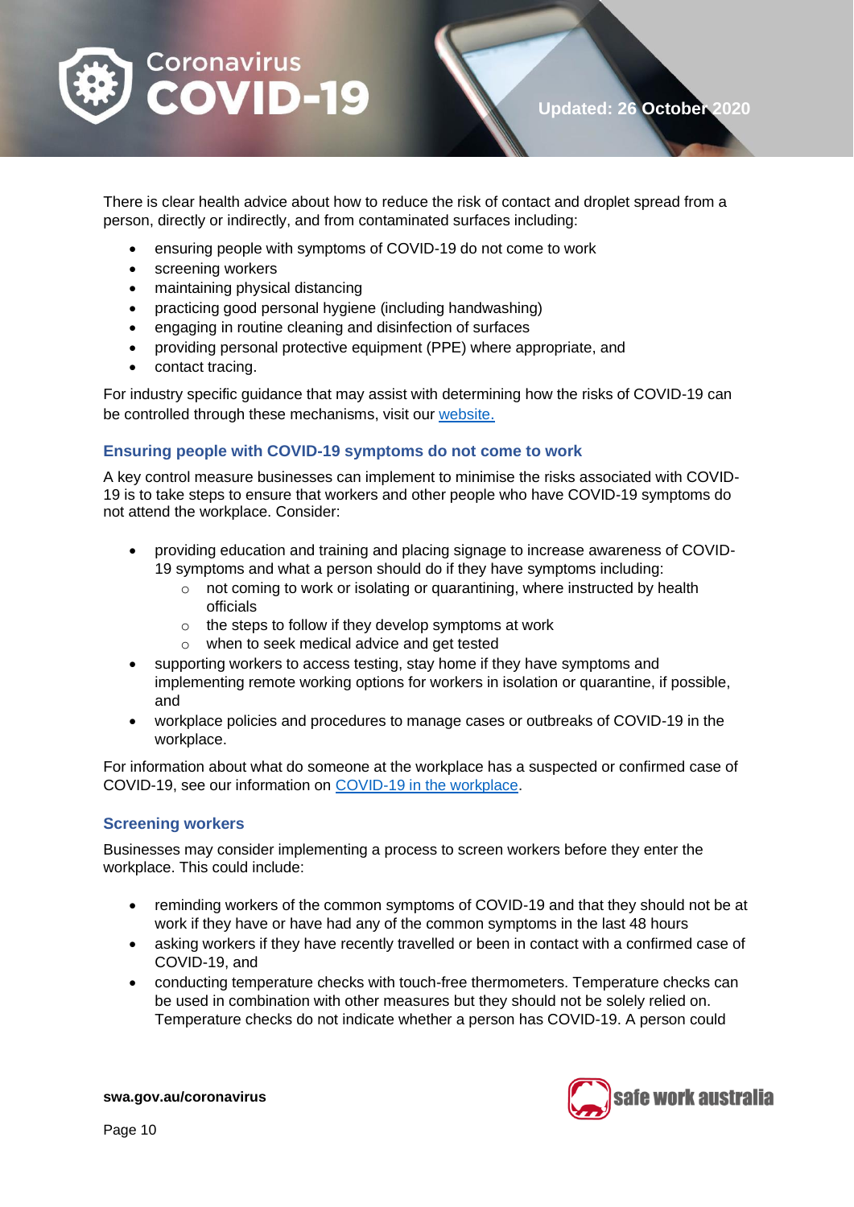There is clear health advice about how to reduce the risk of contact and droplet spread from a person, directly or indirectly, and from contaminated surfaces including:

- ensuring people with symptoms of COVID-19 do not come to work
- screening workers
- maintaining physical distancing
- practicing good personal hygiene (including handwashing)
- engaging in routine cleaning and disinfection of surfaces
- providing personal protective equipment (PPE) where appropriate, and
- contact tracing.

For industry specific guidance that may assist with determining how the risks of COVID-19 can be controlled through these mechanisms, visit our [website.](#)

### Ensuring people with COVID-19 symptoms do not come to work

A key control measure businesses can implement to minimise the risks associated with COVID-19 is to take steps to ensure that workers and other people who have COVID-19 symptoms do not attend the workplace. Consider:

- providing education and training and placing signage to increase awareness of COVID-19 symptoms and what a person should do if they have symptoms including:
  - not coming to work or isolating or quarantining, where instructed by health officials
  - the steps to follow if they develop symptoms at work
  - when to seek medical advice and get tested
- supporting workers to access testing, stay home if they have symptoms and implementing remote working options for workers in isolation or quarantine, if possible, and
- workplace policies and procedures to manage cases or outbreaks of COVID-19 in the workplace.

For information about what do someone at the workplace has a suspected or confirmed case of COVID-19, see our information on [COVID-19 in the workplace](#).

### Screening workers

Businesses may consider implementing a process to screen workers before they enter the workplace. This could include:

- reminding workers of the common symptoms of COVID-19 and that they should not be at work if they have or have had any of the common symptoms in the last 48 hours
- asking workers if they have recently travelled or been in contact with a confirmed case of COVID-19, and
- conducting temperature checks with touch-free thermometers. Temperature checks can be used in combination with other measures but they should not be solely relied on. Temperature checks do not indicate whether a person has COVID-19. A person could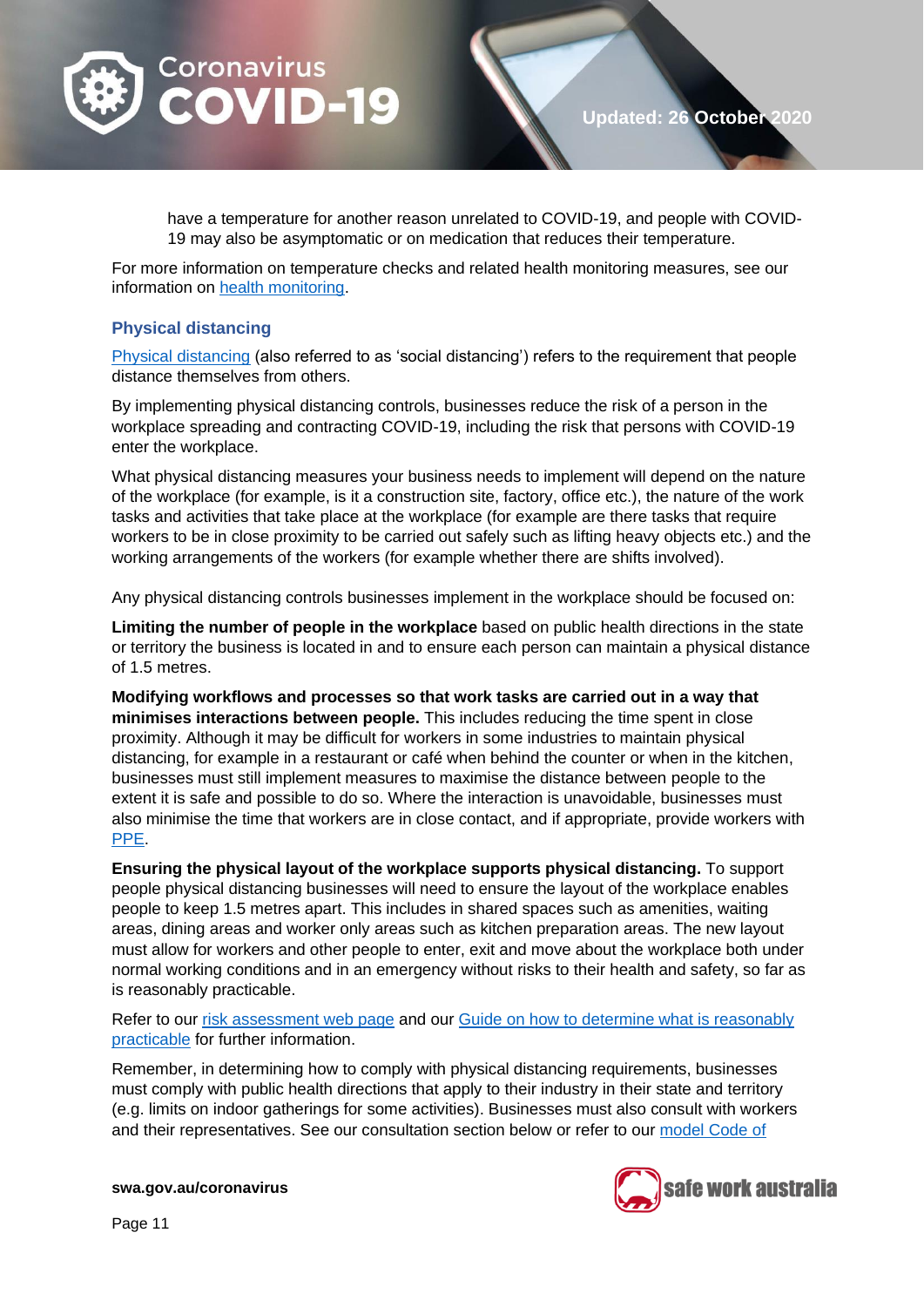have a temperature for another reason unrelated to COVID-19, and people with COVID-19 may also be asymptomatic or on medication that reduces their temperature.

For more information on temperature checks and related health monitoring measures, see our information on [health monitoring](#).

### Physical distancing

[Physical distancing](#) (also referred to as 'social distancing') refers to the requirement that people distance themselves from others.

By implementing physical distancing controls, businesses reduce the risk of a person in the workplace spreading and contracting COVID-19, including the risk that persons with COVID-19 enter the workplace.

What physical distancing measures your business needs to implement will depend on the nature of the workplace (for example, is it a construction site, factory, office etc.), the nature of the work tasks and activities that take place at the workplace (for example are there tasks that require workers to be in close proximity to be carried out safely such as lifting heavy objects etc.) and the working arrangements of the workers (for example whether there are shifts involved).

Any physical distancing controls businesses implement in the workplace should be focused on:

**Limiting the number of people in the workplace** based on public health directions in the state or territory the business is located in and to ensure each person can maintain a physical distance of 1.5 metres.

**Modifying workflows and processes so that work tasks are carried out in a way that minimises interactions between people.** This includes reducing the time spent in close proximity. Although it may be difficult for workers in some industries to maintain physical distancing, for example in a restaurant or café when behind the counter or when in the kitchen, businesses must still implement measures to maximise the distance between people to the extent it is safe and possible to do so. Where the interaction is unavoidable, businesses must also minimise the time that workers are in close contact, and if appropriate, provide workers with [PPE](#).

**Ensuring the physical layout of the workplace supports physical distancing.** To support people physical distancing businesses will need to ensure the layout of the workplace enables people to keep 1.5 metres apart. This includes in shared spaces such as amenities, waiting areas, dining areas and worker only areas such as kitchen preparation areas. The new layout must allow for workers and other people to enter, exit and move about the workplace both under normal working conditions and in an emergency without risks to their health and safety, so far as is reasonably practicable.

Refer to our [risk assessment web page](#) and our [Guide on how to determine what is reasonably practicable](#) for further information.

Remember, in determining how to comply with physical distancing requirements, businesses must comply with public health directions that apply to their industry in their state and territory (e.g. limits on indoor gatherings for some activities). Businesses must also consult with workers and their representatives. See our consultation section below or refer to our [model Code of](#)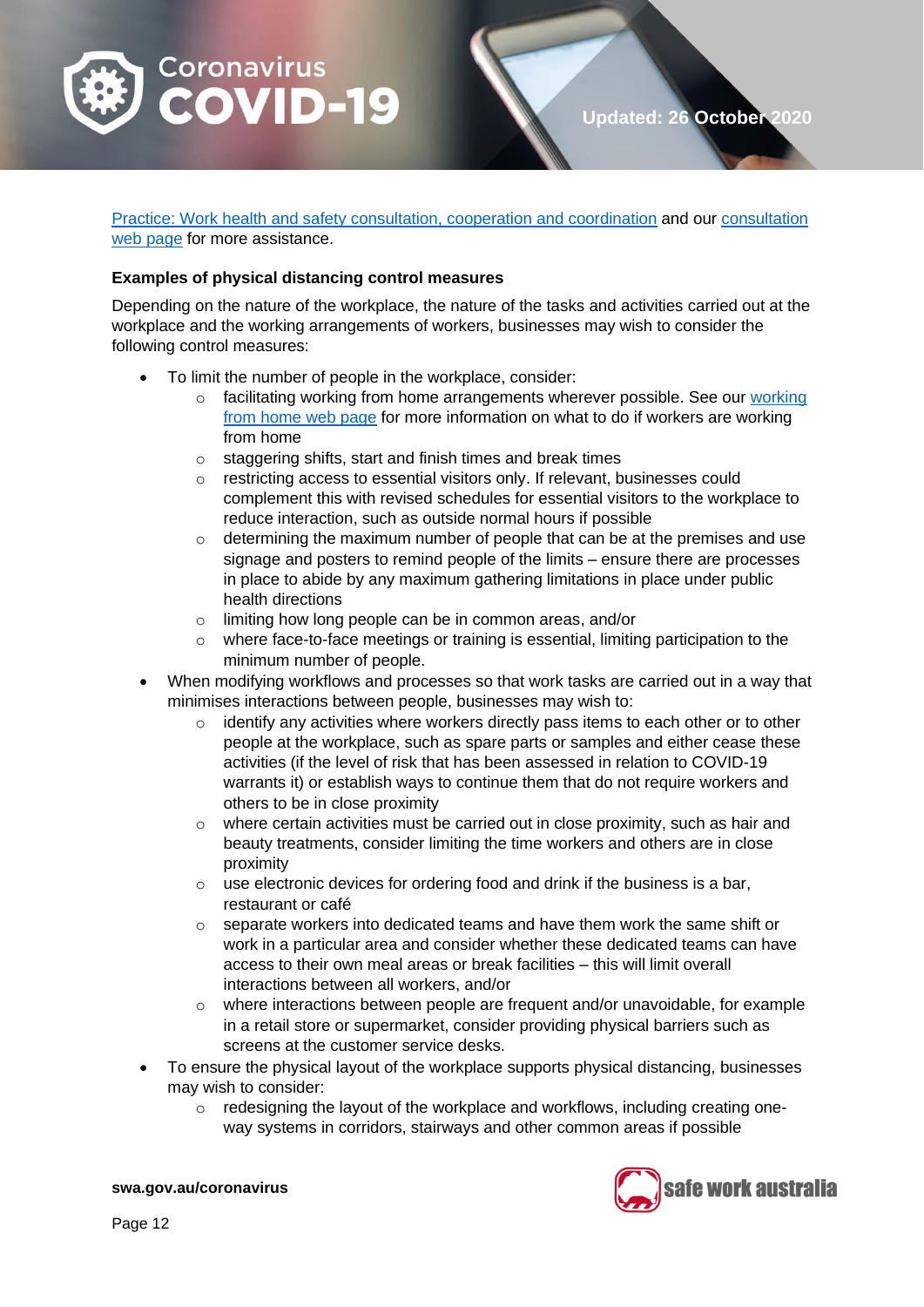[Practice: Work health and safety consultation, cooperation and coordination] and our [consultation web page] for more assistance.

**Examples of physical distancing control measures**

Depending on the nature of the workplace, the nature of the tasks and activities carried out at the workplace and the working arrangements of workers, businesses may wish to consider the following control measures:

- To limit the number of people in the workplace, consider:
  - facilitating working from home arrangements wherever possible. See our [working from home web page] for more information on what to do if workers are working from home
  - staggering shifts, start and finish times and break times
  - restricting access to essential visitors only. If relevant, businesses could complement this with revised schedules for essential visitors to the workplace to reduce interaction, such as outside normal hours if possible
  - determining the maximum number of people that can be at the premises and use signage and posters to remind people of the limits – ensure there are processes in place to abide by any maximum gathering limitations in place under public health directions
  - limiting how long people can be in common areas, and/or
  - where face-to-face meetings or training is essential, limiting participation to the minimum number of people.
- When modifying workflows and processes so that work tasks are carried out in a way that minimises interactions between people, businesses may wish to:
  - identify any activities where workers directly pass items to each other or to other people at the workplace, such as spare parts or samples and either cease these activities (if the level of risk that has been assessed in relation to COVID-19 warrants it) or establish ways to continue them that do not require workers and others to be in close proximity
  - where certain activities must be carried out in close proximity, such as hair and beauty treatments, consider limiting the time workers and others are in close proximity
  - use electronic devices for ordering food and drink if the business is a bar, restaurant or café
  - separate workers into dedicated teams and have them work the same shift or work in a particular area and consider whether these dedicated teams can have access to their own meal areas or break facilities – this will limit overall interactions between all workers, and/or
  - where interactions between people are frequent and/or unavoidable, for example in a retail store or supermarket, consider providing physical barriers such as screens at the customer service desks.
- To ensure the physical layout of the workplace supports physical distancing, businesses may wish to consider:
  - redesigning the layout of the workplace and workflows, including creating one-way systems in corridors, stairways and other common areas if possible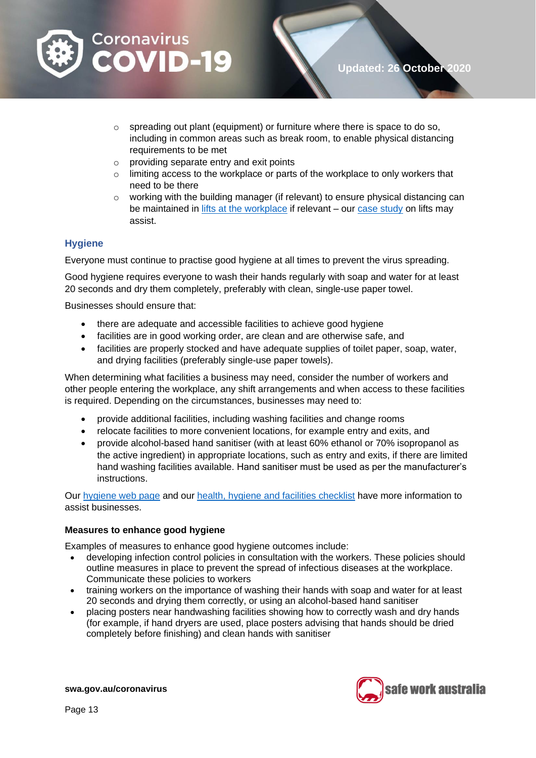- spreading out plant (equipment) or furniture where there is space to do so, including in common areas such as break room, to enable physical distancing requirements to be met
  - providing separate entry and exit points
  - limiting access to the workplace or parts of the workplace to only workers that need to be there
  - working with the building manager (if relevant) to ensure physical distancing can be maintained in lifts at the workplace if relevant – our case study on lifts may assist.

### Hygiene

Everyone must continue to practise good hygiene at all times to prevent the virus spreading.

Good hygiene requires everyone to wash their hands regularly with soap and water for at least 20 seconds and dry them completely, preferably with clean, single-use paper towel.

Businesses should ensure that:

- there are adequate and accessible facilities to achieve good hygiene
- facilities are in good working order, are clean and are otherwise safe, and
- facilities are properly stocked and have adequate supplies of toilet paper, soap, water, and drying facilities (preferably single-use paper towels).

When determining what facilities a business may need, consider the number of workers and other people entering the workplace, any shift arrangements and when access to these facilities is required. Depending on the circumstances, businesses may need to:

- provide additional facilities, including washing facilities and change rooms
- relocate facilities to more convenient locations, for example entry and exits, and
- provide alcohol-based hand sanitiser (with at least 60% ethanol or 70% isopropanol as the active ingredient) in appropriate locations, such as entry and exits, if there are limited hand washing facilities available. Hand sanitiser must be used as per the manufacturer's instructions.

Our hygiene web page and our health, hygiene and facilities checklist have more information to assist businesses.

#### Measures to enhance good hygiene

Examples of measures to enhance good hygiene outcomes include:

- developing infection control policies in consultation with the workers. These policies should outline measures in place to prevent the spread of infectious diseases at the workplace. Communicate these policies to workers
- training workers on the importance of washing their hands with soap and water for at least 20 seconds and drying them correctly, or using an alcohol-based hand sanitiser
- placing posters near handwashing facilities showing how to correctly wash and dry hands (for example, if hand dryers are used, place posters advising that hands should be dried completely before finishing) and clean hands with sanitiser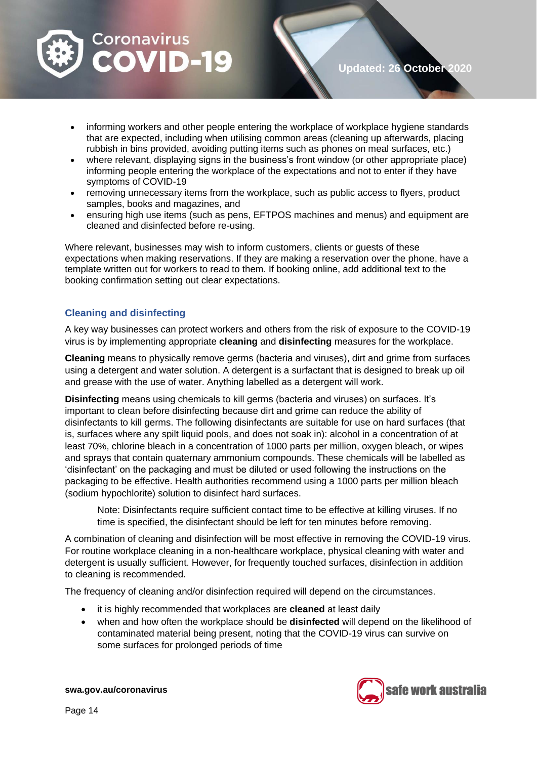- informing workers and other people entering the workplace of workplace hygiene standards that are expected, including when utilising common areas (cleaning up afterwards, placing rubbish in bins provided, avoiding putting items such as phones on meal surfaces, etc.)
- where relevant, displaying signs in the business's front window (or other appropriate place) informing people entering the workplace of the expectations and not to enter if they have symptoms of COVID-19
- removing unnecessary items from the workplace, such as public access to flyers, product samples, books and magazines, and
- ensuring high use items (such as pens, EFTPOS machines and menus) and equipment are cleaned and disinfected before re-using.

Where relevant, businesses may wish to inform customers, clients or guests of these expectations when making reservations. If they are making a reservation over the phone, have a template written out for workers to read to them. If booking online, add additional text to the booking confirmation setting out clear expectations.

### Cleaning and disinfecting

A key way businesses can protect workers and others from the risk of exposure to the COVID-19 virus is by implementing appropriate **cleaning** and **disinfecting** measures for the workplace.

**Cleaning** means to physically remove germs (bacteria and viruses), dirt and grime from surfaces using a detergent and water solution. A detergent is a surfactant that is designed to break up oil and grease with the use of water. Anything labelled as a detergent will work.

**Disinfecting** means using chemicals to kill germs (bacteria and viruses) on surfaces. It's important to clean before disinfecting because dirt and grime can reduce the ability of disinfectants to kill germs. The following disinfectants are suitable for use on hard surfaces (that is, surfaces where any spilt liquid pools, and does not soak in): alcohol in a concentration of at least 70%, chlorine bleach in a concentration of 1000 parts per million, oxygen bleach, or wipes and sprays that contain quaternary ammonium compounds. These chemicals will be labelled as 'disinfectant' on the packaging and must be diluted or used following the instructions on the packaging to be effective. Health authorities recommend using a 1000 parts per million bleach (sodium hypochlorite) solution to disinfect hard surfaces.

> Note: Disinfectants require sufficient contact time to be effective at killing viruses. If no time is specified, the disinfectant should be left for ten minutes before removing.

A combination of cleaning and disinfection will be most effective in removing the COVID-19 virus. For routine workplace cleaning in a non-healthcare workplace, physical cleaning with water and detergent is usually sufficient. However, for frequently touched surfaces, disinfection in addition to cleaning is recommended.

The frequency of cleaning and/or disinfection required will depend on the circumstances.

- it is highly recommended that workplaces are **cleaned** at least daily
- when and how often the workplace should be **disinfected** will depend on the likelihood of contaminated material being present, noting that the COVID-19 virus can survive on some surfaces for prolonged periods of time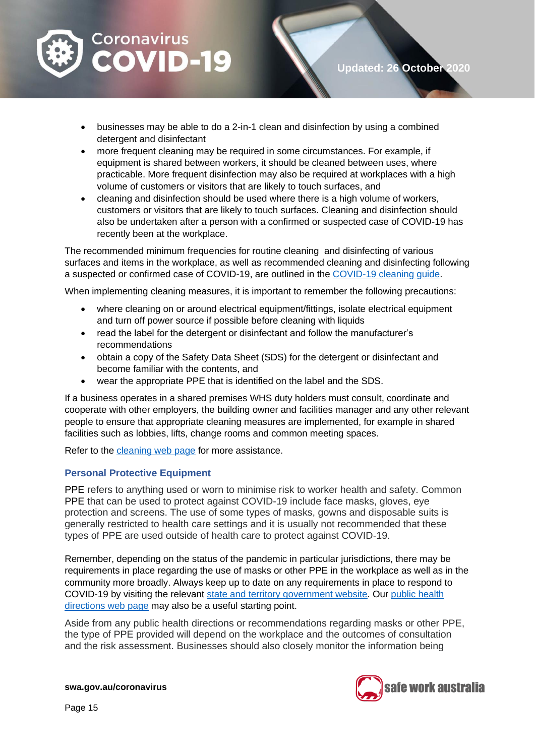- businesses may be able to do a 2-in-1 clean and disinfection by using a combined detergent and disinfectant
- more frequent cleaning may be required in some circumstances. For example, if equipment is shared between workers, it should be cleaned between uses, where practicable. More frequent disinfection may also be required at workplaces with a high volume of customers or visitors that are likely to touch surfaces, and
- cleaning and disinfection should be used where there is a high volume of workers, customers or visitors that are likely to touch surfaces. Cleaning and disinfection should also be undertaken after a person with a confirmed or suspected case of COVID-19 has recently been at the workplace.

The recommended minimum frequencies for routine cleaning and disinfecting of various surfaces and items in the workplace, as well as recommended cleaning and disinfecting following a suspected or confirmed case of COVID-19, are outlined in the COVID-19 cleaning guide.

When implementing cleaning measures, it is important to remember the following precautions:

- where cleaning on or around electrical equipment/fittings, isolate electrical equipment and turn off power source if possible before cleaning with liquids
- read the label for the detergent or disinfectant and follow the manufacturer's recommendations
- obtain a copy of the Safety Data Sheet (SDS) for the detergent or disinfectant and become familiar with the contents, and
- wear the appropriate PPE that is identified on the label and the SDS.

If a business operates in a shared premises WHS duty holders must consult, coordinate and cooperate with other employers, the building owner and facilities manager and any other relevant people to ensure that appropriate cleaning measures are implemented, for example in shared facilities such as lobbies, lifts, change rooms and common meeting spaces.

Refer to the cleaning web page for more assistance.

### Personal Protective Equipment

PPE refers to anything used or worn to minimise risk to worker health and safety. Common PPE that can be used to protect against COVID-19 include face masks, gloves, eye protection and screens. The use of some types of masks, gowns and disposable suits is generally restricted to health care settings and it is usually not recommended that these types of PPE are used outside of health care to protect against COVID-19.

Remember, depending on the status of the pandemic in particular jurisdictions, there may be requirements in place regarding the use of masks or other PPE in the workplace as well as in the community more broadly. Always keep up to date on any requirements in place to respond to COVID-19 by visiting the relevant state and territory government website. Our public health directions web page may also be a useful starting point.

Aside from any public health directions or recommendations regarding masks or other PPE, the type of PPE provided will depend on the workplace and the outcomes of consultation and the risk assessment. Businesses should also closely monitor the information being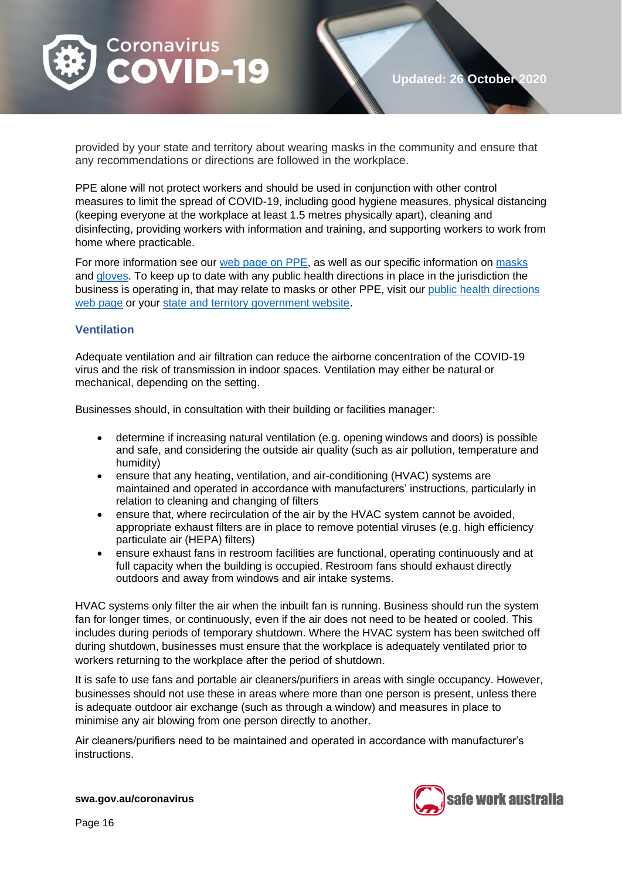provided by your state and territory about wearing masks in the community and ensure that any recommendations or directions are followed in the workplace.

PPE alone will not protect workers and should be used in conjunction with other control measures to limit the spread of COVID-19, including good hygiene measures, physical distancing (keeping everyone at the workplace at least 1.5 metres physically apart), cleaning and disinfecting, providing workers with information and training, and supporting workers to work from home where practicable.

For more information see our web page on PPE, as well as our specific information on masks and gloves. To keep up to date with any public health directions in place in the jurisdiction the business is operating in, that may relate to masks or other PPE, visit our public health directions web page or your state and territory government website.

### Ventilation

Adequate ventilation and air filtration can reduce the airborne concentration of the COVID-19 virus and the risk of transmission in indoor spaces. Ventilation may either be natural or mechanical, depending on the setting.

Businesses should, in consultation with their building or facilities manager:

- determine if increasing natural ventilation (e.g. opening windows and doors) is possible and safe, and considering the outside air quality (such as air pollution, temperature and humidity)
- ensure that any heating, ventilation, and air-conditioning (HVAC) systems are maintained and operated in accordance with manufacturers' instructions, particularly in relation to cleaning and changing of filters
- ensure that, where recirculation of the air by the HVAC system cannot be avoided, appropriate exhaust filters are in place to remove potential viruses (e.g. high efficiency particulate air (HEPA) filters)
- ensure exhaust fans in restroom facilities are functional, operating continuously and at full capacity when the building is occupied. Restroom fans should exhaust directly outdoors and away from windows and air intake systems.

HVAC systems only filter the air when the inbuilt fan is running. Business should run the system fan for longer times, or continuously, even if the air does not need to be heated or cooled. This includes during periods of temporary shutdown. Where the HVAC system has been switched off during shutdown, businesses must ensure that the workplace is adequately ventilated prior to workers returning to the workplace after the period of shutdown.

It is safe to use fans and portable air cleaners/purifiers in areas with single occupancy. However, businesses should not use these in areas where more than one person is present, unless there is adequate outdoor air exchange (such as through a window) and measures in place to minimise any air blowing from one person directly to another.

Air cleaners/purifiers need to be maintained and operated in accordance with manufacturer's instructions.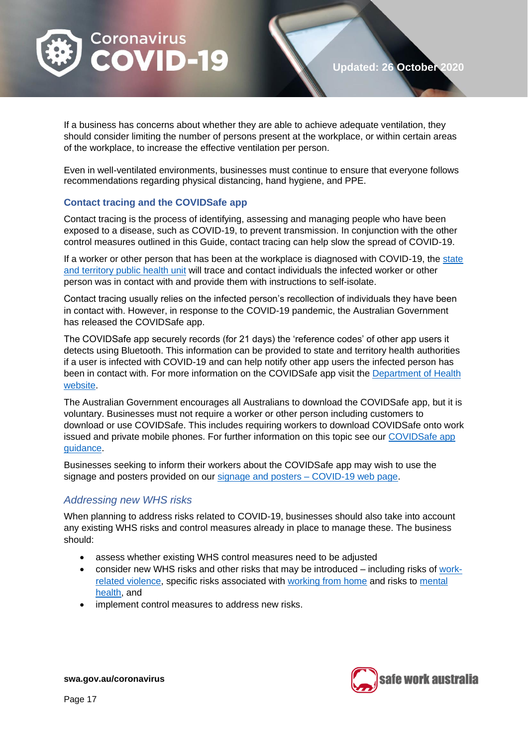If a business has concerns about whether they are able to achieve adequate ventilation, they should consider limiting the number of persons present at the workplace, or within certain areas of the workplace, to increase the effective ventilation per person.

Even in well-ventilated environments, businesses must continue to ensure that everyone follows recommendations regarding physical distancing, hand hygiene, and PPE.

### Contact tracing and the COVIDSafe app

Contact tracing is the process of identifying, assessing and managing people who have been exposed to a disease, such as COVID-19, to prevent transmission. In conjunction with the other control measures outlined in this Guide, contact tracing can help slow the spread of COVID-19.

If a worker or other person that has been at the workplace is diagnosed with COVID-19, the state and territory public health unit will trace and contact individuals the infected worker or other person was in contact with and provide them with instructions to self-isolate.

Contact tracing usually relies on the infected person's recollection of individuals they have been in contact with. However, in response to the COVID-19 pandemic, the Australian Government has released the COVIDSafe app.

The COVIDSafe app securely records (for 21 days) the 'reference codes' of other app users it detects using Bluetooth. This information can be provided to state and territory health authorities if a user is infected with COVID-19 and can help notify other app users the infected person has been in contact with. For more information on the COVIDSafe app visit the Department of Health website.

The Australian Government encourages all Australians to download the COVIDSafe app, but it is voluntary. Businesses must not require a worker or other person including customers to download or use COVIDSafe. This includes requiring workers to download COVIDSafe onto work issued and private mobile phones. For further information on this topic see our COVIDSafe app guidance.

Businesses seeking to inform their workers about the COVIDSafe app may wish to use the signage and posters provided on our signage and posters – COVID-19 web page.

## *Addressing new WHS risks*

When planning to address risks related to COVID-19, businesses should also take into account any existing WHS risks and control measures already in place to manage these. The business should:

- assess whether existing WHS control measures need to be adjusted
- consider new WHS risks and other risks that may be introduced – including risks of work-related violence, specific risks associated with working from home and risks to mental health, and
- implement control measures to address new risks.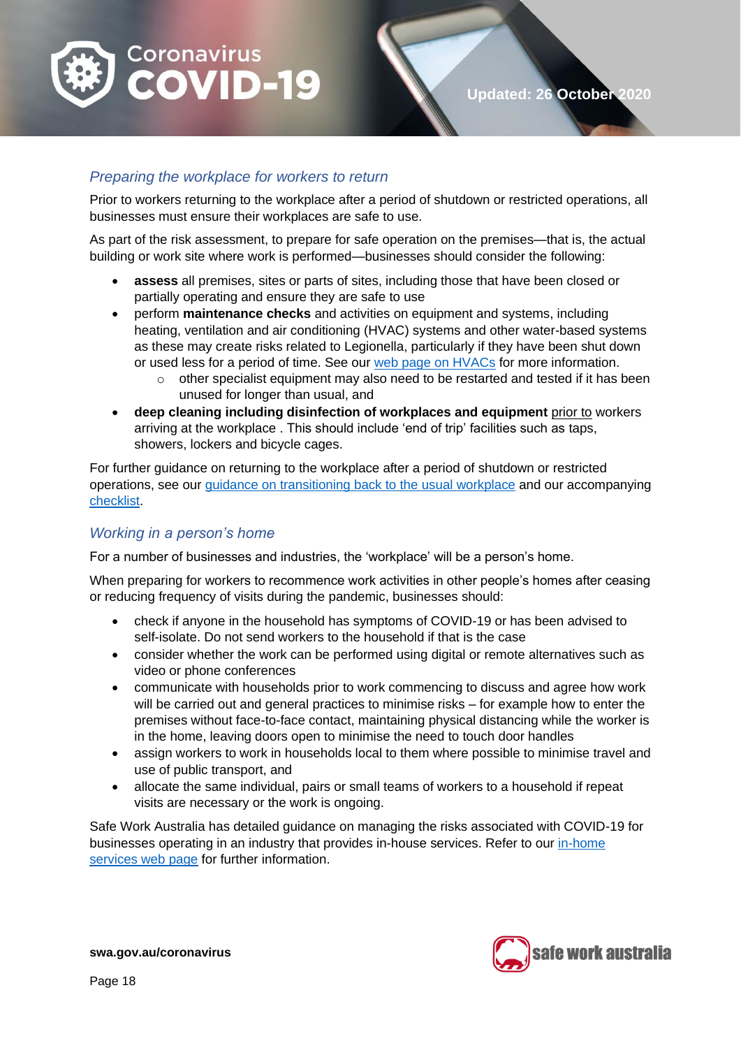### *Preparing the workplace for workers to return*

Prior to workers returning to the workplace after a period of shutdown or restricted operations, all businesses must ensure their workplaces are safe to use.

As part of the risk assessment, to prepare for safe operation on the premises—that is, the actual building or work site where work is performed—businesses should consider the following:

- **assess** all premises, sites or parts of sites, including those that have been closed or partially operating and ensure they are safe to use
- perform **maintenance checks** and activities on equipment and systems, including heating, ventilation and air conditioning (HVAC) systems and other water-based systems as these may create risks related to Legionella, particularly if they have been shut down or used less for a period of time. See our web page on HVACs for more information.
  - other specialist equipment may also need to be restarted and tested if it has been unused for longer than usual, and
- **deep cleaning including disinfection of workplaces and equipment** prior to workers arriving at the workplace . This should include 'end of trip' facilities such as taps, showers, lockers and bicycle cages.

For further guidance on returning to the workplace after a period of shutdown or restricted operations, see our guidance on transitioning back to the usual workplace and our accompanying checklist.

### *Working in a person's home*

For a number of businesses and industries, the 'workplace' will be a person's home.

When preparing for workers to recommence work activities in other people's homes after ceasing or reducing frequency of visits during the pandemic, businesses should:

- check if anyone in the household has symptoms of COVID-19 or has been advised to self-isolate. Do not send workers to the household if that is the case
- consider whether the work can be performed using digital or remote alternatives such as video or phone conferences
- communicate with households prior to work commencing to discuss and agree how work will be carried out and general practices to minimise risks – for example how to enter the premises without face-to-face contact, maintaining physical distancing while the worker is in the home, leaving doors open to minimise the need to touch door handles
- assign workers to work in households local to them where possible to minimise travel and use of public transport, and
- allocate the same individual, pairs or small teams of workers to a household if repeat visits are necessary or the work is ongoing.

Safe Work Australia has detailed guidance on managing the risks associated with COVID-19 for businesses operating in an industry that provides in-house services. Refer to our in-home services web page for further information.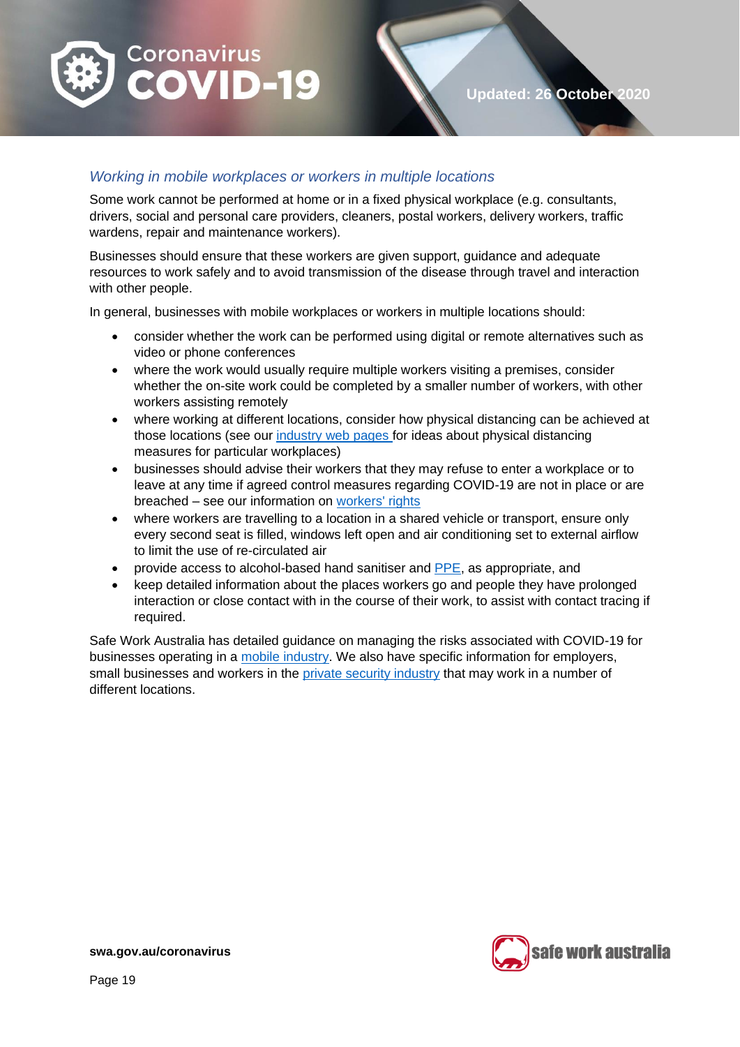### *Working in mobile workplaces or workers in multiple locations*

Some work cannot be performed at home or in a fixed physical workplace (e.g. consultants, drivers, social and personal care providers, cleaners, postal workers, delivery workers, traffic wardens, repair and maintenance workers).

Businesses should ensure that these workers are given support, guidance and adequate resources to work safely and to avoid transmission of the disease through travel and interaction with other people.

In general, businesses with mobile workplaces or workers in multiple locations should:

- consider whether the work can be performed using digital or remote alternatives such as video or phone conferences
- where the work would usually require multiple workers visiting a premises, consider whether the on-site work could be completed by a smaller number of workers, with other workers assisting remotely
- where working at different locations, consider how physical distancing can be achieved at those locations (see our industry web pages for ideas about physical distancing measures for particular workplaces)
- businesses should advise their workers that they may refuse to enter a workplace or to leave at any time if agreed control measures regarding COVID-19 are not in place or are breached – see our information on workers' rights
- where workers are travelling to a location in a shared vehicle or transport, ensure only every second seat is filled, windows left open and air conditioning set to external airflow to limit the use of re-circulated air
- provide access to alcohol-based hand sanitiser and PPE, as appropriate, and
- keep detailed information about the places workers go and people they have prolonged interaction or close contact with in the course of their work, to assist with contact tracing if required.

Safe Work Australia has detailed guidance on managing the risks associated with COVID-19 for businesses operating in a mobile industry. We also have specific information for employers, small businesses and workers in the private security industry that may work in a number of different locations.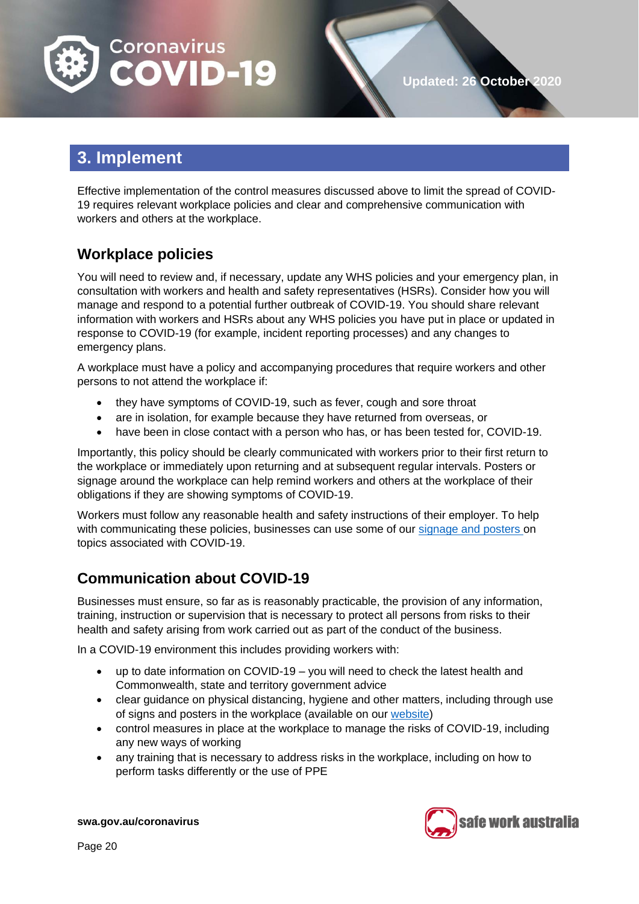## 3. Implement

Effective implementation of the control measures discussed above to limit the spread of COVID-19 requires relevant workplace policies and clear and comprehensive communication with workers and others at the workplace.

### Workplace policies

You will need to review and, if necessary, update any WHS policies and your emergency plan, in consultation with workers and health and safety representatives (HSRs). Consider how you will manage and respond to a potential further outbreak of COVID-19. You should share relevant information with workers and HSRs about any WHS policies you have put in place or updated in response to COVID-19 (for example, incident reporting processes) and any changes to emergency plans.

A workplace must have a policy and accompanying procedures that require workers and other persons to not attend the workplace if:

- they have symptoms of COVID-19, such as fever, cough and sore throat
- are in isolation, for example because they have returned from overseas, or
- have been in close contact with a person who has, or has been tested for, COVID-19.

Importantly, this policy should be clearly communicated with workers prior to their first return to the workplace or immediately upon returning and at subsequent regular intervals. Posters or signage around the workplace can help remind workers and others at the workplace of their obligations if they are showing symptoms of COVID-19.

Workers must follow any reasonable health and safety instructions of their employer. To help with communicating these policies, businesses can use some of our signage and posters on topics associated with COVID-19.

### Communication about COVID-19

Businesses must ensure, so far as is reasonably practicable, the provision of any information, training, instruction or supervision that is necessary to protect all persons from risks to their health and safety arising from work carried out as part of the conduct of the business.

In a COVID-19 environment this includes providing workers with:

- up to date information on COVID-19 – you will need to check the latest health and Commonwealth, state and territory government advice
- clear guidance on physical distancing, hygiene and other matters, including through use of signs and posters in the workplace (available on our website)
- control measures in place at the workplace to manage the risks of COVID-19, including any new ways of working
- any training that is necessary to address risks in the workplace, including on how to perform tasks differently or the use of PPE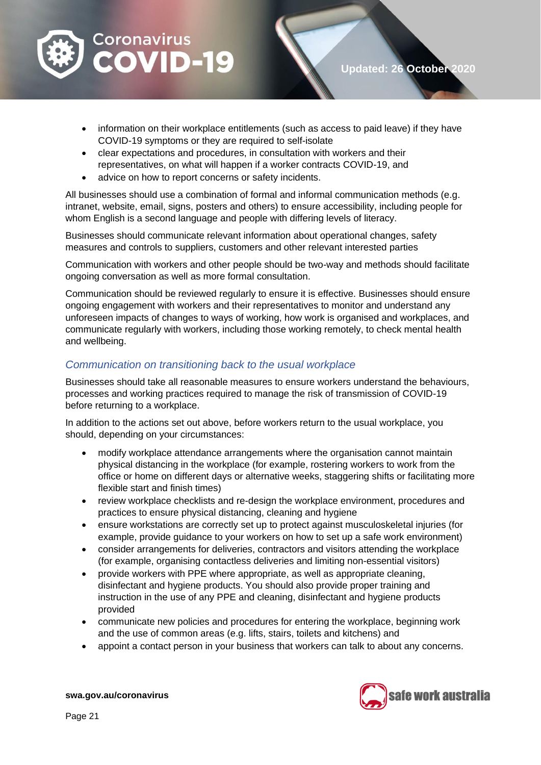- information on their workplace entitlements (such as access to paid leave) if they have COVID-19 symptoms or they are required to self-isolate
- clear expectations and procedures, in consultation with workers and their representatives, on what will happen if a worker contracts COVID-19, and
- advice on how to report concerns or safety incidents.

All businesses should use a combination of formal and informal communication methods (e.g. intranet, website, email, signs, posters and others) to ensure accessibility, including people for whom English is a second language and people with differing levels of literacy.

Businesses should communicate relevant information about operational changes, safety measures and controls to suppliers, customers and other relevant interested parties

Communication with workers and other people should be two-way and methods should facilitate ongoing conversation as well as more formal consultation.

Communication should be reviewed regularly to ensure it is effective. Businesses should ensure ongoing engagement with workers and their representatives to monitor and understand any unforeseen impacts of changes to ways of working, how work is organised and workplaces, and communicate regularly with workers, including those working remotely, to check mental health and wellbeing.

### *Communication on transitioning back to the usual workplace*

Businesses should take all reasonable measures to ensure workers understand the behaviours, processes and working practices required to manage the risk of transmission of COVID-19 before returning to a workplace.

In addition to the actions set out above, before workers return to the usual workplace, you should, depending on your circumstances:

- modify workplace attendance arrangements where the organisation cannot maintain physical distancing in the workplace (for example, rostering workers to work from the office or home on different days or alternative weeks, staggering shifts or facilitating more flexible start and finish times)
- review workplace checklists and re-design the workplace environment, procedures and practices to ensure physical distancing, cleaning and hygiene
- ensure workstations are correctly set up to protect against musculoskeletal injuries (for example, provide guidance to your workers on how to set up a safe work environment)
- consider arrangements for deliveries, contractors and visitors attending the workplace (for example, organising contactless deliveries and limiting non-essential visitors)
- provide workers with PPE where appropriate, as well as appropriate cleaning, disinfectant and hygiene products. You should also provide proper training and instruction in the use of any PPE and cleaning, disinfectant and hygiene products provided
- communicate new policies and procedures for entering the workplace, beginning work and the use of common areas (e.g. lifts, stairs, toilets and kitchens) and
- appoint a contact person in your business that workers can talk to about any concerns.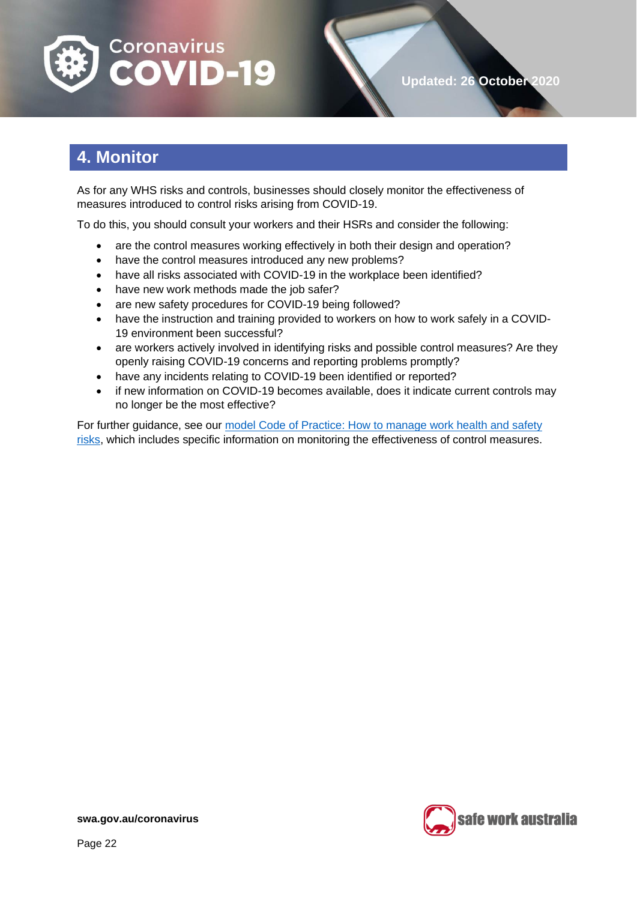## 4. Monitor

As for any WHS risks and controls, businesses should closely monitor the effectiveness of measures introduced to control risks arising from COVID-19.

To do this, you should consult your workers and their HSRs and consider the following:

- are the control measures working effectively in both their design and operation?
- have the control measures introduced any new problems?
- have all risks associated with COVID-19 in the workplace been identified?
- have new work methods made the job safer?
- are new safety procedures for COVID-19 being followed?
- have the instruction and training provided to workers on how to work safely in a COVID-19 environment been successful?
- are workers actively involved in identifying risks and possible control measures? Are they openly raising COVID-19 concerns and reporting problems promptly?
- have any incidents relating to COVID-19 been identified or reported?
- if new information on COVID-19 becomes available, does it indicate current controls may no longer be the most effective?

For further guidance, see our model Code of Practice: How to manage work health and safety risks, which includes specific information on monitoring the effectiveness of control measures.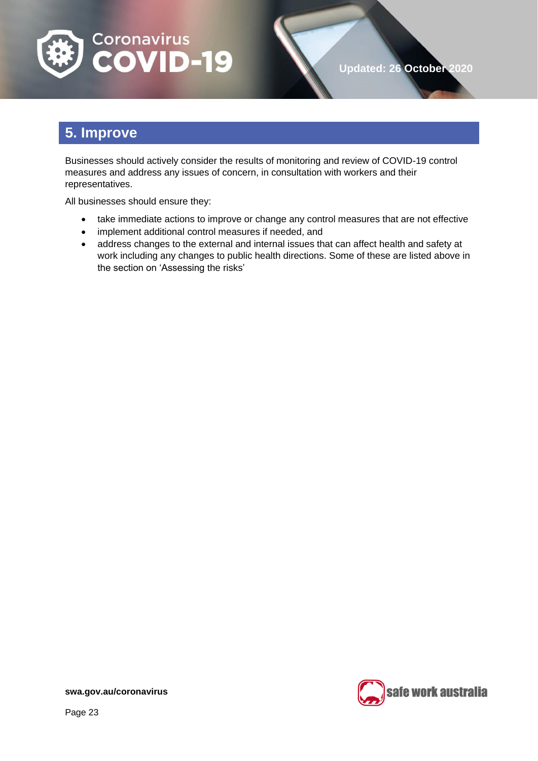## 5. Improve

Businesses should actively consider the results of monitoring and review of COVID-19 control measures and address any issues of concern, in consultation with workers and their representatives.

All businesses should ensure they:

- take immediate actions to improve or change any control measures that are not effective
- implement additional control measures if needed, and
- address changes to the external and internal issues that can affect health and safety at work including any changes to public health directions. Some of these are listed above in the section on 'Assessing the risks'